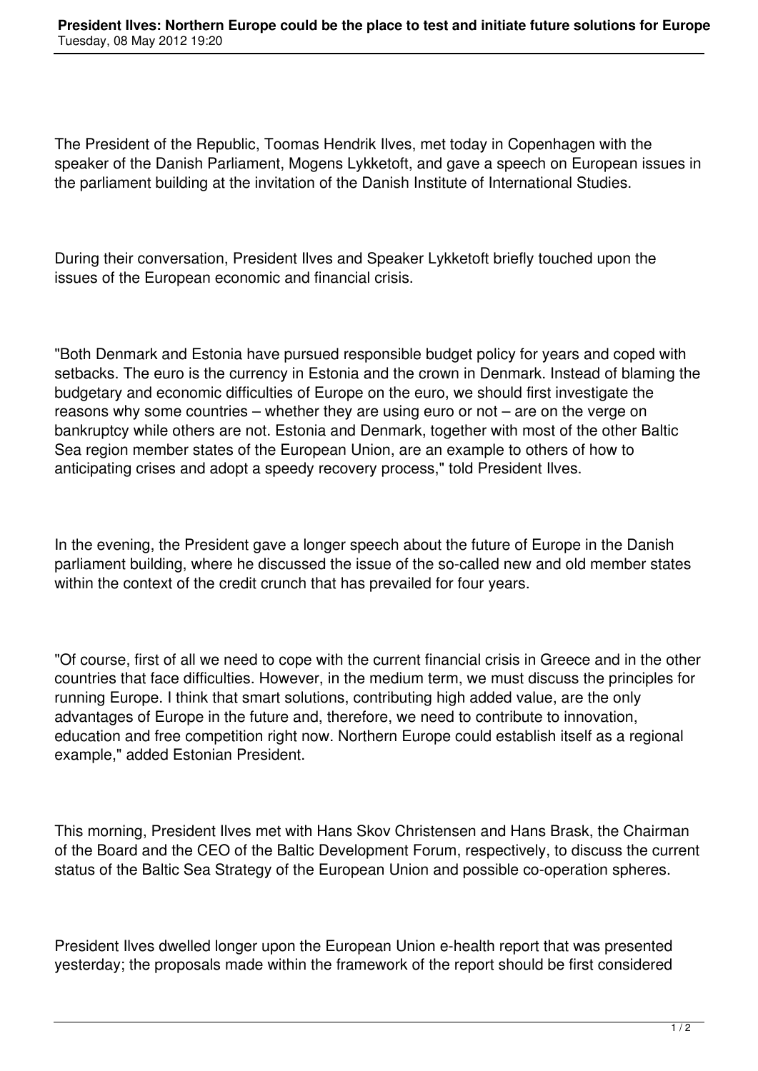The President of the Republic, Toomas Hendrik Ilves, met today in Copenhagen with the speaker of the Danish Parliament, Mogens Lykketoft, and gave a speech on European issues in the parliament building at the invitation of the Danish Institute of International Studies.

During their conversation, President Ilves and Speaker Lykketoft briefly touched upon the issues of the European economic and financial crisis.

"Both Denmark and Estonia have pursued responsible budget policy for years and coped with setbacks. The euro is the currency in Estonia and the crown in Denmark. Instead of blaming the budgetary and economic difficulties of Europe on the euro, we should first investigate the reasons why some countries – whether they are using euro or not – are on the verge on bankruptcy while others are not. Estonia and Denmark, together with most of the other Baltic Sea region member states of the European Union, are an example to others of how to anticipating crises and adopt a speedy recovery process," told President Ilves.

In the evening, the President gave a longer speech about the future of Europe in the Danish parliament building, where he discussed the issue of the so-called new and old member states within the context of the credit crunch that has prevailed for four years.

"Of course, first of all we need to cope with the current financial crisis in Greece and in the other countries that face difficulties. However, in the medium term, we must discuss the principles for running Europe. I think that smart solutions, contributing high added value, are the only advantages of Europe in the future and, therefore, we need to contribute to innovation, education and free competition right now. Northern Europe could establish itself as a regional example," added Estonian President.

This morning, President Ilves met with Hans Skov Christensen and Hans Brask, the Chairman of the Board and the CEO of the Baltic Development Forum, respectively, to discuss the current status of the Baltic Sea Strategy of the European Union and possible co-operation spheres.

President Ilves dwelled longer upon the European Union e-health report that was presented yesterday; the proposals made within the framework of the report should be first considered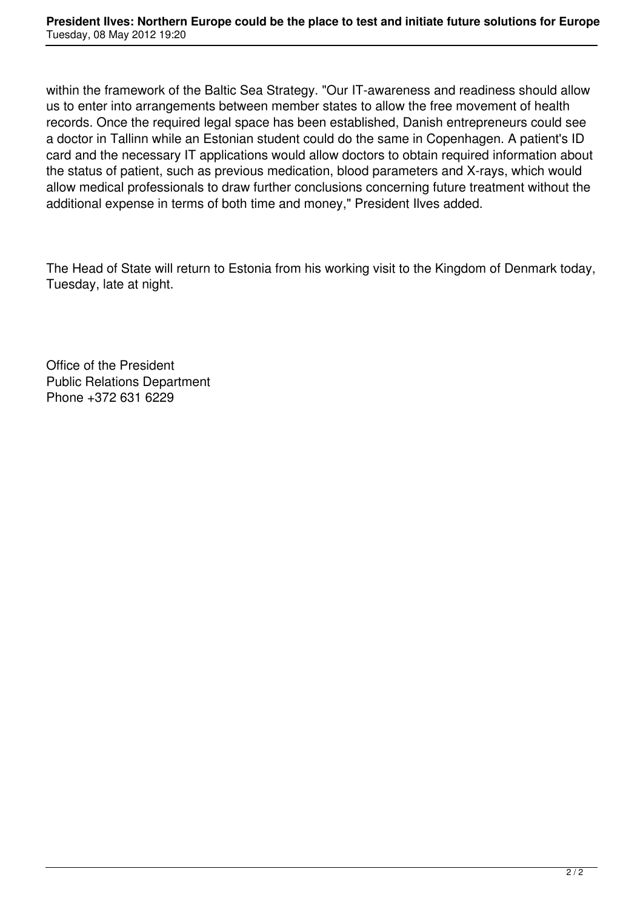within the framework of the Baltic Sea Strategy. "Our IT-awareness and readiness should allow us to enter into arrangements between member states to allow the free movement of health records. Once the required legal space has been established, Danish entrepreneurs could see a doctor in Tallinn while an Estonian student could do the same in Copenhagen. A patient's ID card and the necessary IT applications would allow doctors to obtain required information about the status of patient, such as previous medication, blood parameters and X-rays, which would allow medical professionals to draw further conclusions concerning future treatment without the additional expense in terms of both time and money," President Ilves added.

The Head of State will return to Estonia from his working visit to the Kingdom of Denmark today, Tuesday, late at night.

Office of the President
Public Relations Department
Phone +372 631 6229